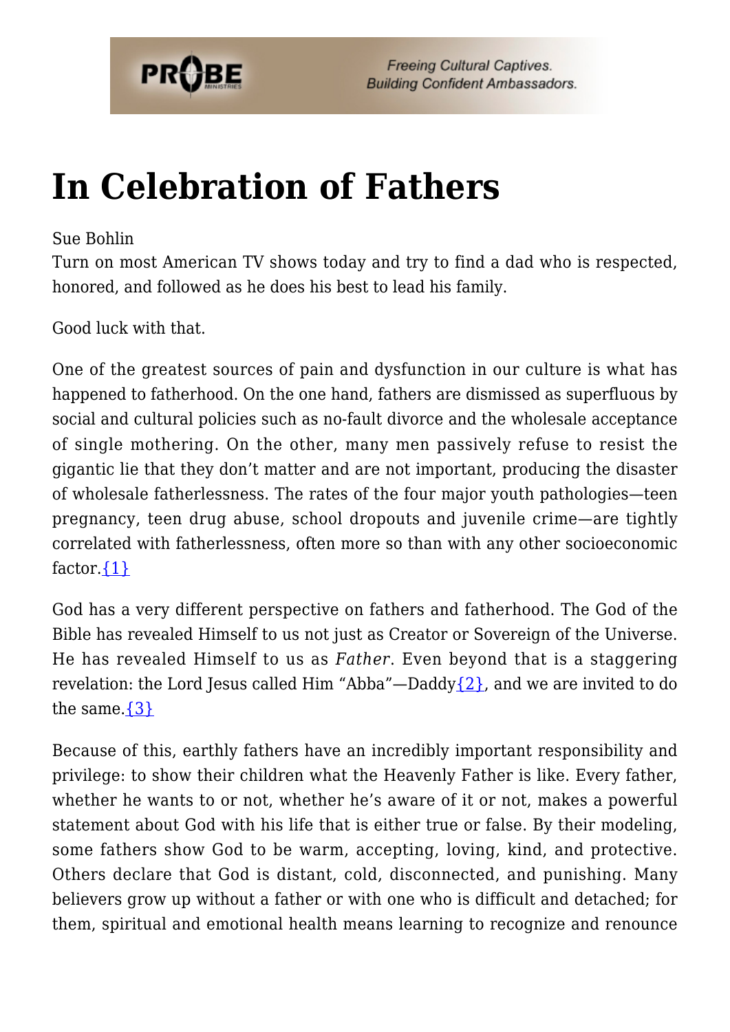# In Celebration of Fathers

Sue Bohlin

Turn on most American TV shows today and try to find a dad who is respected, honored, and followed as he does his best to lead his family.

Good luck with that.

One of the greatest sources of pain and dysfunction in our culture is what has happened to fatherhood. On the one hand, fathers are dismissed as superfluous by social and cultural policies such as no-fault divorce and the wholesale acceptance of single mothering. On the other, many men passively refuse to resist the gigantic lie that they don't matter and are not important, producing the disaster of wholesale fatherlessness. The rates of the four major youth pathologies—teen pregnancy, teen drug abuse, school dropouts and juvenile crime—are tightly correlated with fatherlessness, often more so than with any other socioeconomic factor.{1}

God has a very different perspective on fathers and fatherhood. The God of the Bible has revealed Himself to us not just as Creator or Sovereign of the Universe. He has revealed Himself to us as *Father*. Even beyond that is a staggering revelation: the Lord Jesus called Him "Abba"—Daddy{2}, and we are invited to do the same.{3}

Because of this, earthly fathers have an incredibly important responsibility and privilege: to show their children what the Heavenly Father is like. Every father, whether he wants to or not, whether he's aware of it or not, makes a powerful statement about God with his life that is either true or false. By their modeling, some fathers show God to be warm, accepting, loving, kind, and protective. Others declare that God is distant, cold, disconnected, and punishing. Many believers grow up without a father or with one who is difficult and detached; for them, spiritual and emotional health means learning to recognize and renounce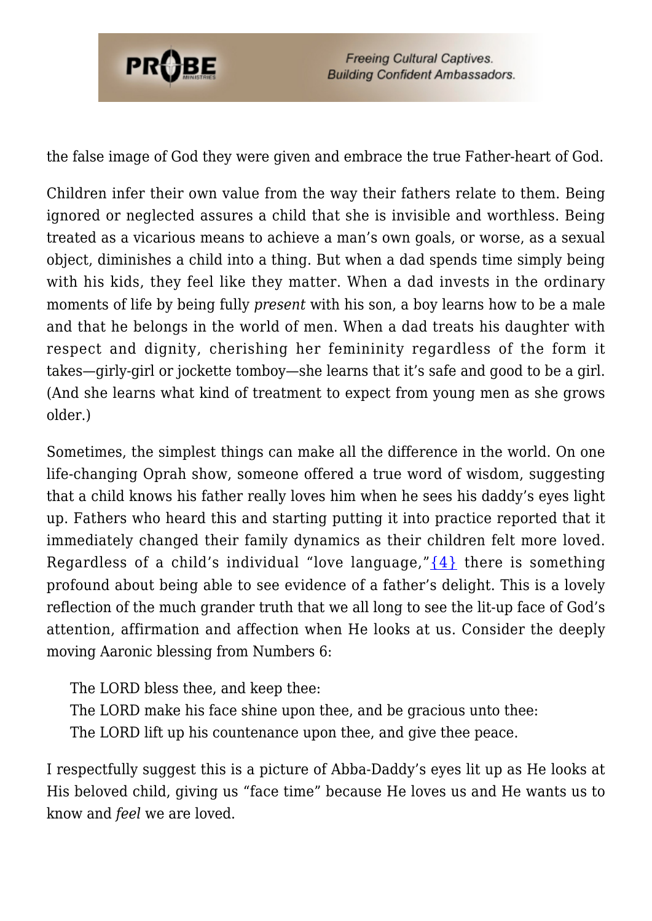the false image of God they were given and embrace the true Father-heart of God.

Children infer their own value from the way their fathers relate to them. Being ignored or neglected assures a child that she is invisible and worthless. Being treated as a vicarious means to achieve a man's own goals, or worse, as a sexual object, diminishes a child into a thing. But when a dad spends time simply being with his kids, they feel like they matter. When a dad invests in the ordinary moments of life by being fully *present* with his son, a boy learns how to be a male and that he belongs in the world of men. When a dad treats his daughter with respect and dignity, cherishing her femininity regardless of the form it takes—girly-girl or jockette tomboy—she learns that it's safe and good to be a girl. (And she learns what kind of treatment to expect from young men as she grows older.)

Sometimes, the simplest things can make all the difference in the world. On one life-changing Oprah show, someone offered a true word of wisdom, suggesting that a child knows his father really loves him when he sees his daddy's eyes light up. Fathers who heard this and starting putting it into practice reported that it immediately changed their family dynamics as their children felt more loved. Regardless of a child's individual "love language,"{4} there is something profound about being able to see evidence of a father's delight. This is a lovely reflection of the much grander truth that we all long to see the lit-up face of God's attention, affirmation and affection when He looks at us. Consider the deeply moving Aaronic blessing from Numbers 6:

> The LORD bless thee, and keep thee:
> The LORD make his face shine upon thee, and be gracious unto thee:
> The LORD lift up his countenance upon thee, and give thee peace.

I respectfully suggest this is a picture of Abba-Daddy's eyes lit up as He looks at His beloved child, giving us "face time" because He loves us and He wants us to know and *feel* we are loved.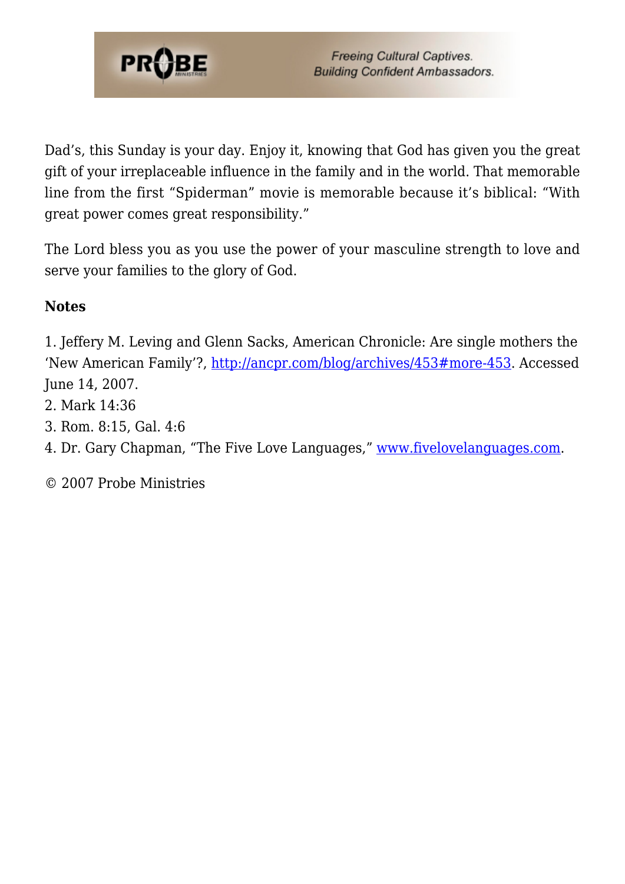Dad's, this Sunday is your day. Enjoy it, knowing that God has given you the great gift of your irreplaceable influence in the family and in the world. That memorable line from the first "Spiderman" movie is memorable because it's biblical: "With great power comes great responsibility."

The Lord bless you as you use the power of your masculine strength to love and serve your families to the glory of God.

**Notes**

1. Jeffery M. Leving and Glenn Sacks, American Chronicle: Are single mothers the 'New American Family'?, [http://ancpr.com/blog/archives/453#more-453](http://ancpr.com/blog/archives/453#more-453). Accessed June 14, 2007.
2. Mark 14:36
3. Rom. 8:15, Gal. 4:6
4. Dr. Gary Chapman, "The Five Love Languages," [www.fivelovelanguages.com](http://www.fivelovelanguages.com).

© 2007 Probe Ministries